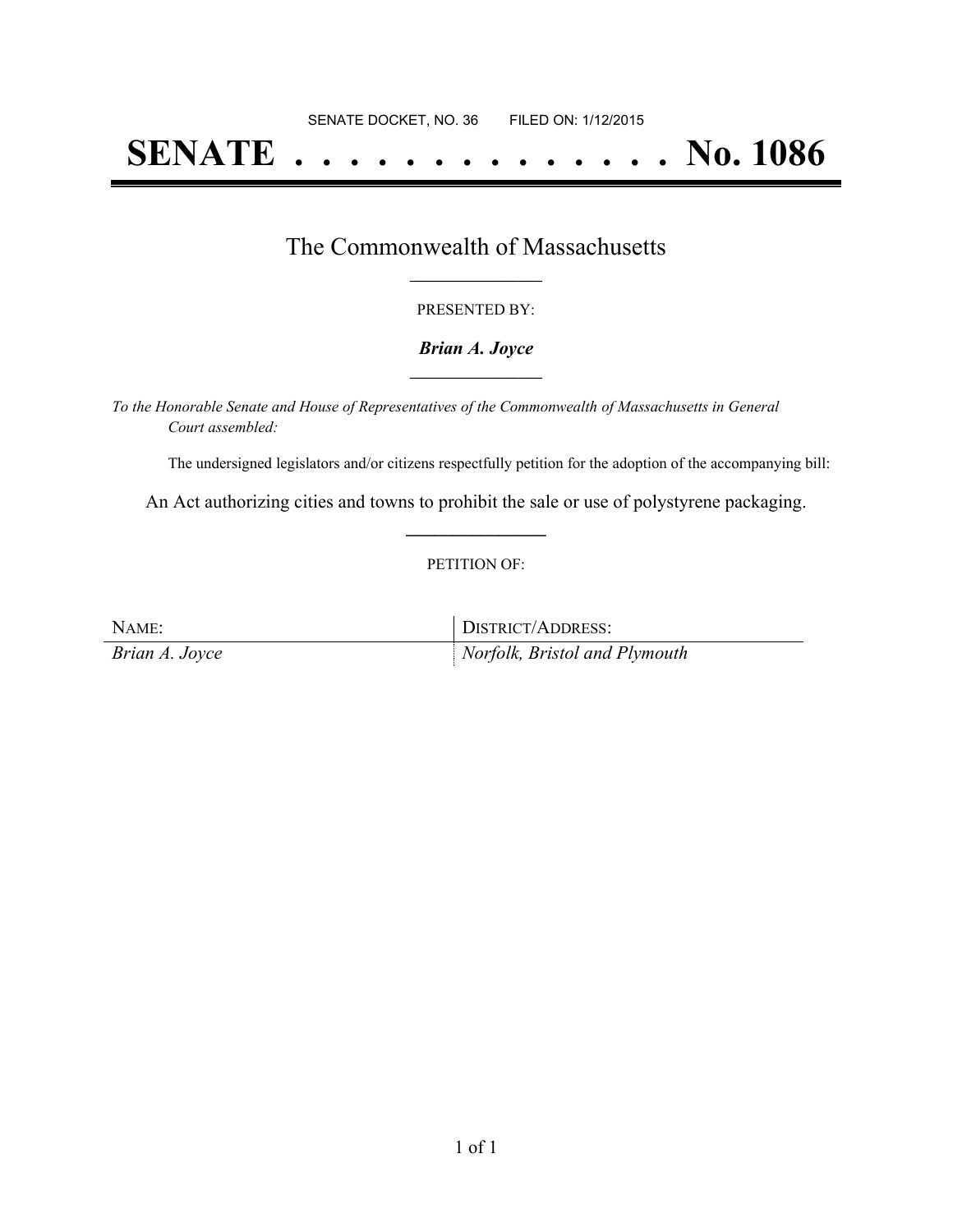SENATE DOCKET, NO. 36 FILED ON: 1/12/2015

# SENATE . . . . . . . . . . . . . . No. 1086

## The Commonwealth of Massachusetts

PRESENTED BY:

***Brian A. Joyce***

*To the Honorable Senate and House of Representatives of the Commonwealth of Massachusetts in General Court assembled:*

The undersigned legislators and/or citizens respectfully petition for the adoption of the accompanying bill:

An Act authorizing cities and towns to prohibit the sale or use of polystyrene packaging.

PETITION OF:

| NAME: | DISTRICT/ADDRESS: |
| --- | --- |
| *Brian A. Joyce* | *Norfolk, Bristol and Plymouth* |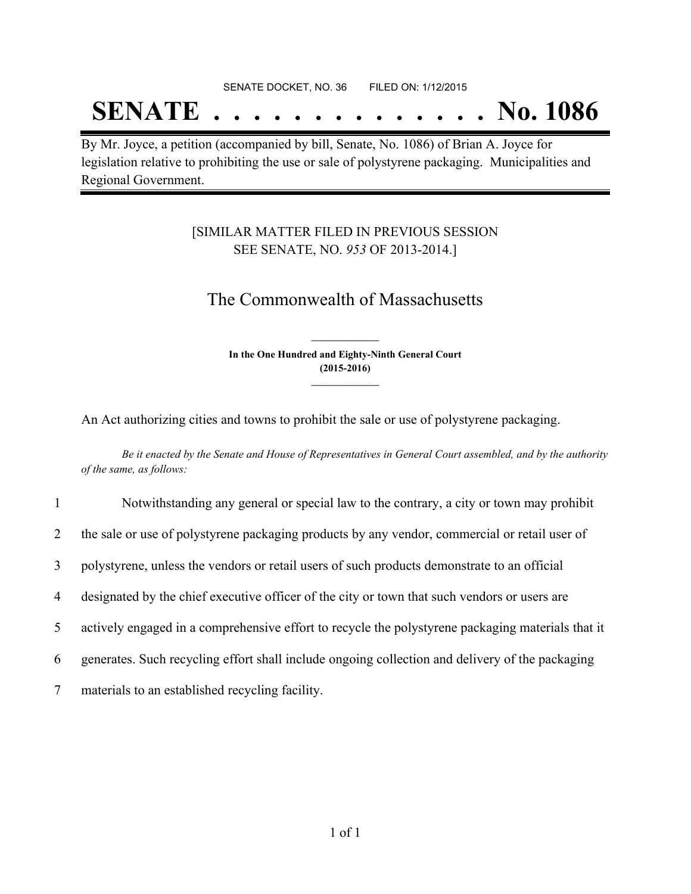SENATE DOCKET, NO. 36 FILED ON: 1/12/2015

# SENATE . . . . . . . . . . . . . . No. 1086

By Mr. Joyce, a petition (accompanied by bill, Senate, No. 1086) of Brian A. Joyce for legislation relative to prohibiting the use or sale of polystyrene packaging. Municipalities and Regional Government.

[SIMILAR MATTER FILED IN PREVIOUS SESSION SEE SENATE, NO. *953* OF 2013-2014.]

## The Commonwealth of Massachusetts

**In the One Hundred and Eighty-Ninth General Court (2015-2016)**

An Act authorizing cities and towns to prohibit the sale or use of polystyrene packaging.

*Be it enacted by the Senate and House of Representatives in General Court assembled, and by the authority of the same, as follows:*

1 Notwithstanding any general or special law to the contrary, a city or town may prohibit
2 the sale or use of polystyrene packaging products by any vendor, commercial or retail user of
3 polystyrene, unless the vendors or retail users of such products demonstrate to an official
4 designated by the chief executive officer of the city or town that such vendors or users are
5 actively engaged in a comprehensive effort to recycle the polystyrene packaging materials that it
6 generates. Such recycling effort shall include ongoing collection and delivery of the packaging
7 materials to an established recycling facility.